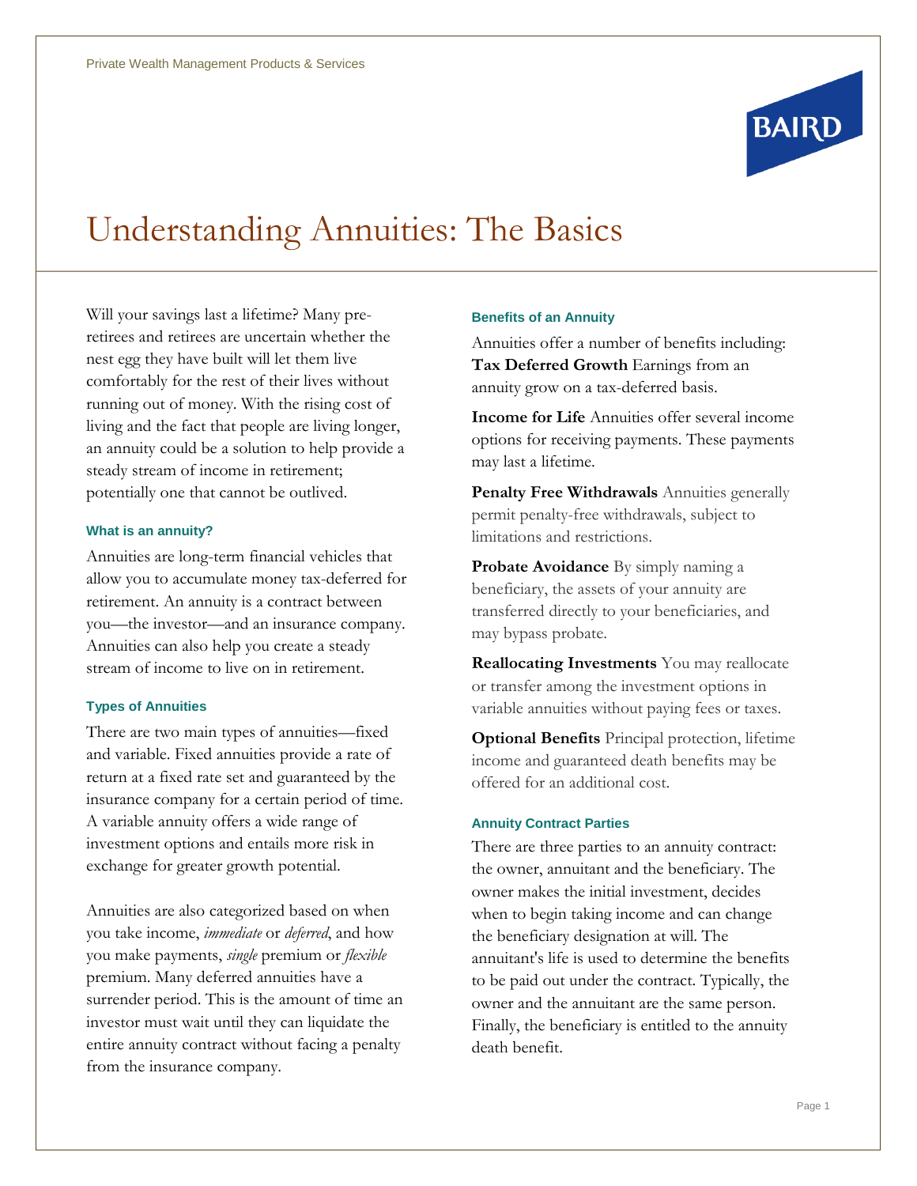# Understanding Annuities: The Basics

Will your savings last a lifetime? Many pre-retirees and retirees are uncertain whether the nest egg they have built will let them live comfortably for the rest of their lives without running out of money. With the rising cost of living and the fact that people are living longer, an annuity could be a solution to help provide a steady stream of income in retirement; potentially one that cannot be outlived.

### What is an annuity?

Annuities are long-term financial vehicles that allow you to accumulate money tax-deferred for retirement. An annuity is a contract between you—the investor—and an insurance company. Annuities can also help you create a steady stream of income to live on in retirement.

### Types of Annuities

There are two main types of annuities—fixed and variable. Fixed annuities provide a rate of return at a fixed rate set and guaranteed by the insurance company for a certain period of time. A variable annuity offers a wide range of investment options and entails more risk in exchange for greater growth potential.

Annuities are also categorized based on when you take income, *immediate* or *deferred*, and how you make payments, *single* premium or *flexible* premium. Many deferred annuities have a surrender period. This is the amount of time an investor must wait until they can liquidate the entire annuity contract without facing a penalty from the insurance company.

### Benefits of an Annuity

Annuities offer a number of benefits including:
**Tax Deferred Growth** Earnings from an annuity grow on a tax-deferred basis.

**Income for Life** Annuities offer several income options for receiving payments. These payments may last a lifetime.

**Penalty Free Withdrawals** Annuities generally permit penalty-free withdrawals, subject to limitations and restrictions.

**Probate Avoidance** By simply naming a beneficiary, the assets of your annuity are transferred directly to your beneficiaries, and may bypass probate.

**Reallocating Investments** You may reallocate or transfer among the investment options in variable annuities without paying fees or taxes.

**Optional Benefits** Principal protection, lifetime income and guaranteed death benefits may be offered for an additional cost.

### Annuity Contract Parties

There are three parties to an annuity contract: the owner, annuitant and the beneficiary. The owner makes the initial investment, decides when to begin taking income and can change the beneficiary designation at will. The annuitant's life is used to determine the benefits to be paid out under the contract. Typically, the owner and the annuitant are the same person. Finally, the beneficiary is entitled to the annuity death benefit.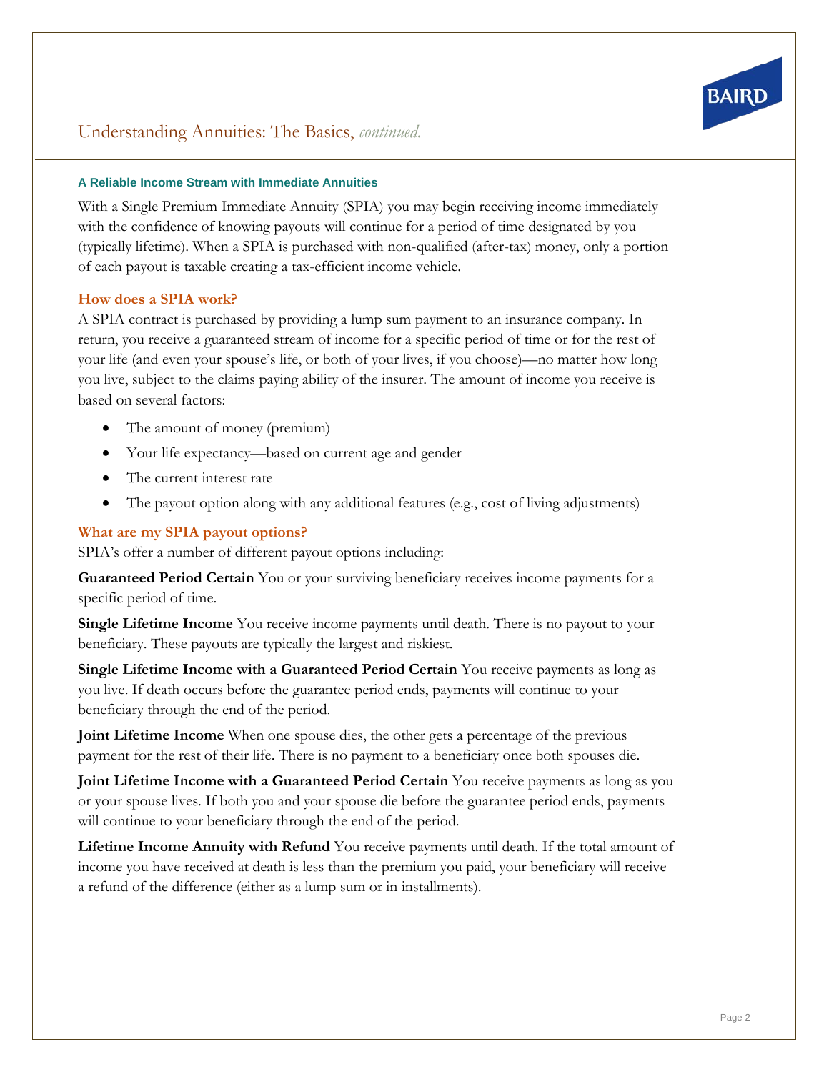## A Reliable Income Stream with Immediate Annuities

With a Single Premium Immediate Annuity (SPIA) you may begin receiving income immediately with the confidence of knowing payouts will continue for a period of time designated by you (typically lifetime). When a SPIA is purchased with non-qualified (after-tax) money, only a portion of each payout is taxable creating a tax-efficient income vehicle.

### How does a SPIA work?

A SPIA contract is purchased by providing a lump sum payment to an insurance company. In return, you receive a guaranteed stream of income for a specific period of time or for the rest of your life (and even your spouse's life, or both of your lives, if you choose)—no matter how long you live, subject to the claims paying ability of the insurer. The amount of income you receive is based on several factors:

- The amount of money (premium)
- Your life expectancy—based on current age and gender
- The current interest rate
- The payout option along with any additional features (e.g., cost of living adjustments)

### What are my SPIA payout options?

SPIA's offer a number of different payout options including:

**Guaranteed Period Certain** You or your surviving beneficiary receives income payments for a specific period of time.

**Single Lifetime Income** You receive income payments until death. There is no payout to your beneficiary. These payouts are typically the largest and riskiest.

**Single Lifetime Income with a Guaranteed Period Certain** You receive payments as long as you live. If death occurs before the guarantee period ends, payments will continue to your beneficiary through the end of the period.

**Joint Lifetime Income** When one spouse dies, the other gets a percentage of the previous payment for the rest of their life. There is no payment to a beneficiary once both spouses die.

**Joint Lifetime Income with a Guaranteed Period Certain** You receive payments as long as you or your spouse lives. If both you and your spouse die before the guarantee period ends, payments will continue to your beneficiary through the end of the period.

**Lifetime Income Annuity with Refund** You receive payments until death. If the total amount of income you have received at death is less than the premium you paid, your beneficiary will receive a refund of the difference (either as a lump sum or in installments).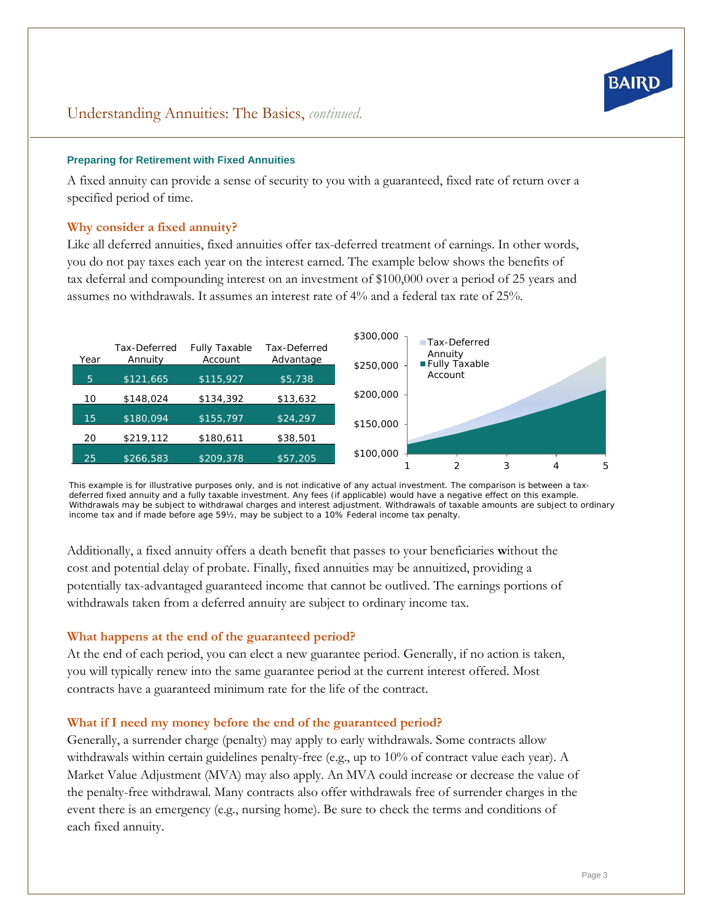## Understanding Annuities: The Basics, *continued.*

### Preparing for Retirement with Fixed Annuities

A fixed annuity can provide a sense of security to you with a guaranteed, fixed rate of return over a specified period of time.

#### Why consider a fixed annuity?

Like all deferred annuities, fixed annuities offer tax-deferred treatment of earnings. In other words, you do not pay taxes each year on the interest earned. The example below shows the benefits of tax deferral and compounding interest on an investment of $100,000 over a period of 25 years and assumes no withdrawals. It assumes an interest rate of 4% and a federal tax rate of 25%.

| Year | Tax-Deferred Annuity | Fully Taxable Account | Tax-Deferred Advantage |
|---|---|---|---|
| 5 | $121,665 | $115,927 | $5,738 |
| 10 | $148,024 | $134,392 | $13,632 |
| 15 | $180,094 | $155,797 | $24,297 |
| 20 | $219,112 | $180,611 | $38,501 |
| 25 | $266,583 | $209,378 | $57,205 |

This example is for illustrative purposes only, and is not indicative of any actual investment. The comparison is between a tax-deferred fixed annuity and a fully taxable investment. Any fees (if applicable) would have a negative effect on this example. Withdrawals may be subject to withdrawal charges and interest adjustment. Withdrawals of taxable amounts are subject to ordinary income tax and if made before age 59½, may be subject to a 10% Federal income tax penalty.

Additionally, a fixed annuity offers a death benefit that passes to your beneficiaries **w**ithout the cost and potential delay of probate. Finally, fixed annuities may be annuitized, providing a potentially tax-advantaged guaranteed income that cannot be outlived. The earnings portions of withdrawals taken from a deferred annuity are subject to ordinary income tax.

#### What happens at the end of the guaranteed period?

At the end of each period, you can elect a new guarantee period. Generally, if no action is taken, you will typically renew into the same guarantee period at the current interest offered. Most contracts have a guaranteed minimum rate for the life of the contract.

#### What if I need my money before the end of the guaranteed period?

Generally, a surrender charge (penalty) may apply to early withdrawals. Some contracts allow withdrawals within certain guidelines penalty-free (e.g., up to 10% of contract value each year). A Market Value Adjustment (MVA) may also apply. An MVA could increase or decrease the value of the penalty-free withdrawal. Many contracts also offer withdrawals free of surrender charges in the event there is an emergency (e.g., nursing home). Be sure to check the terms and conditions of each fixed annuity.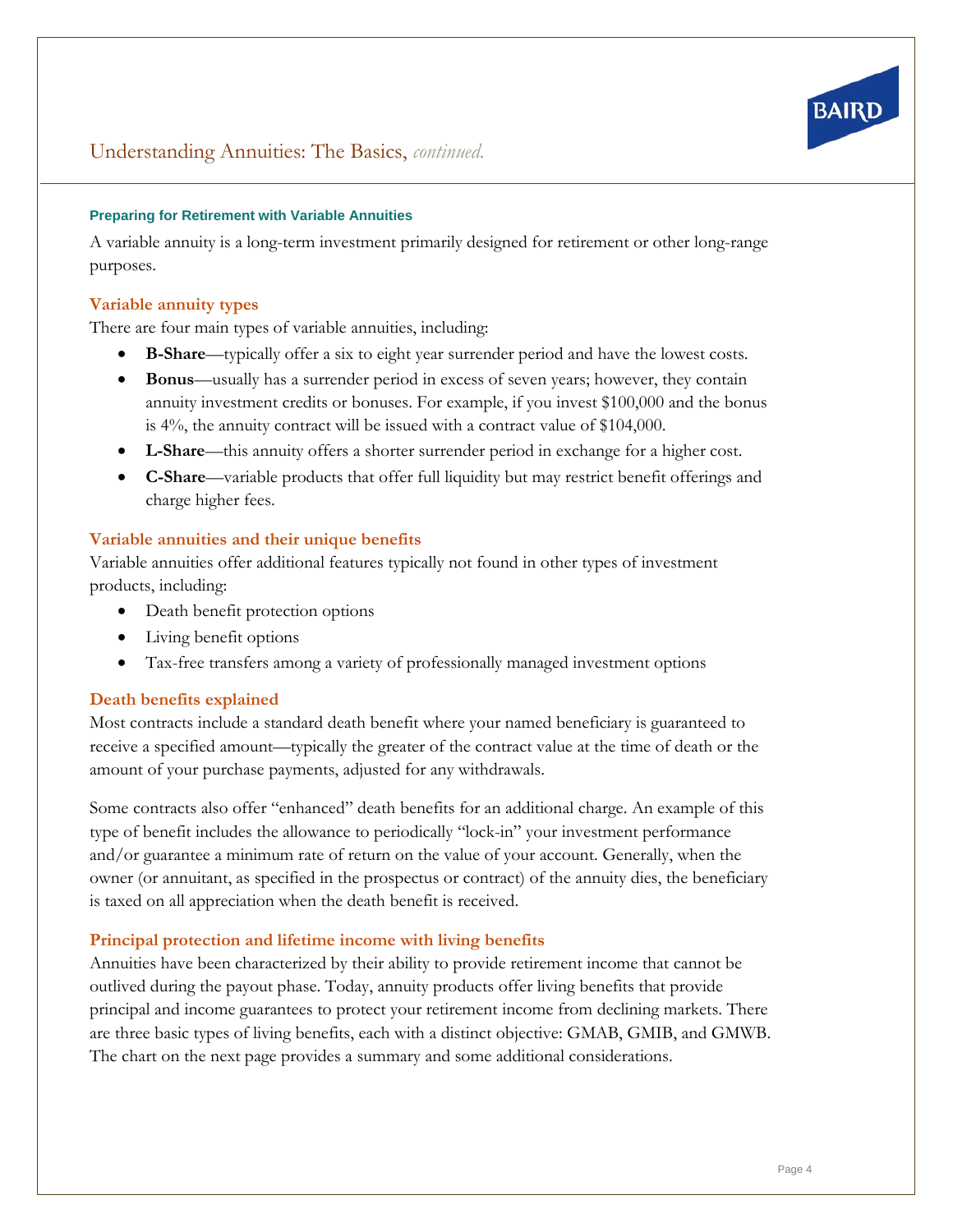## Preparing for Retirement with Variable Annuities

A variable annuity is a long-term investment primarily designed for retirement or other long-range purposes.

### Variable annuity types

There are four main types of variable annuities, including:

- **B-Share**—typically offer a six to eight year surrender period and have the lowest costs.
- **Bonus**—usually has a surrender period in excess of seven years; however, they contain annuity investment credits or bonuses. For example, if you invest $100,000 and the bonus is 4%, the annuity contract will be issued with a contract value of $104,000.
- **L-Share**—this annuity offers a shorter surrender period in exchange for a higher cost.
- **C-Share**—variable products that offer full liquidity but may restrict benefit offerings and charge higher fees.

### Variable annuities and their unique benefits

Variable annuities offer additional features typically not found in other types of investment products, including:

- Death benefit protection options
- Living benefit options
- Tax-free transfers among a variety of professionally managed investment options

### Death benefits explained

Most contracts include a standard death benefit where your named beneficiary is guaranteed to receive a specified amount—typically the greater of the contract value at the time of death or the amount of your purchase payments, adjusted for any withdrawals.

Some contracts also offer "enhanced" death benefits for an additional charge. An example of this type of benefit includes the allowance to periodically "lock-in" your investment performance and/or guarantee a minimum rate of return on the value of your account. Generally, when the owner (or annuitant, as specified in the prospectus or contract) of the annuity dies, the beneficiary is taxed on all appreciation when the death benefit is received.

### Principal protection and lifetime income with living benefits

Annuities have been characterized by their ability to provide retirement income that cannot be outlived during the payout phase. Today, annuity products offer living benefits that provide principal and income guarantees to protect your retirement income from declining markets. There are three basic types of living benefits, each with a distinct objective: GMAB, GMIB, and GMWB. The chart on the next page provides a summary and some additional considerations.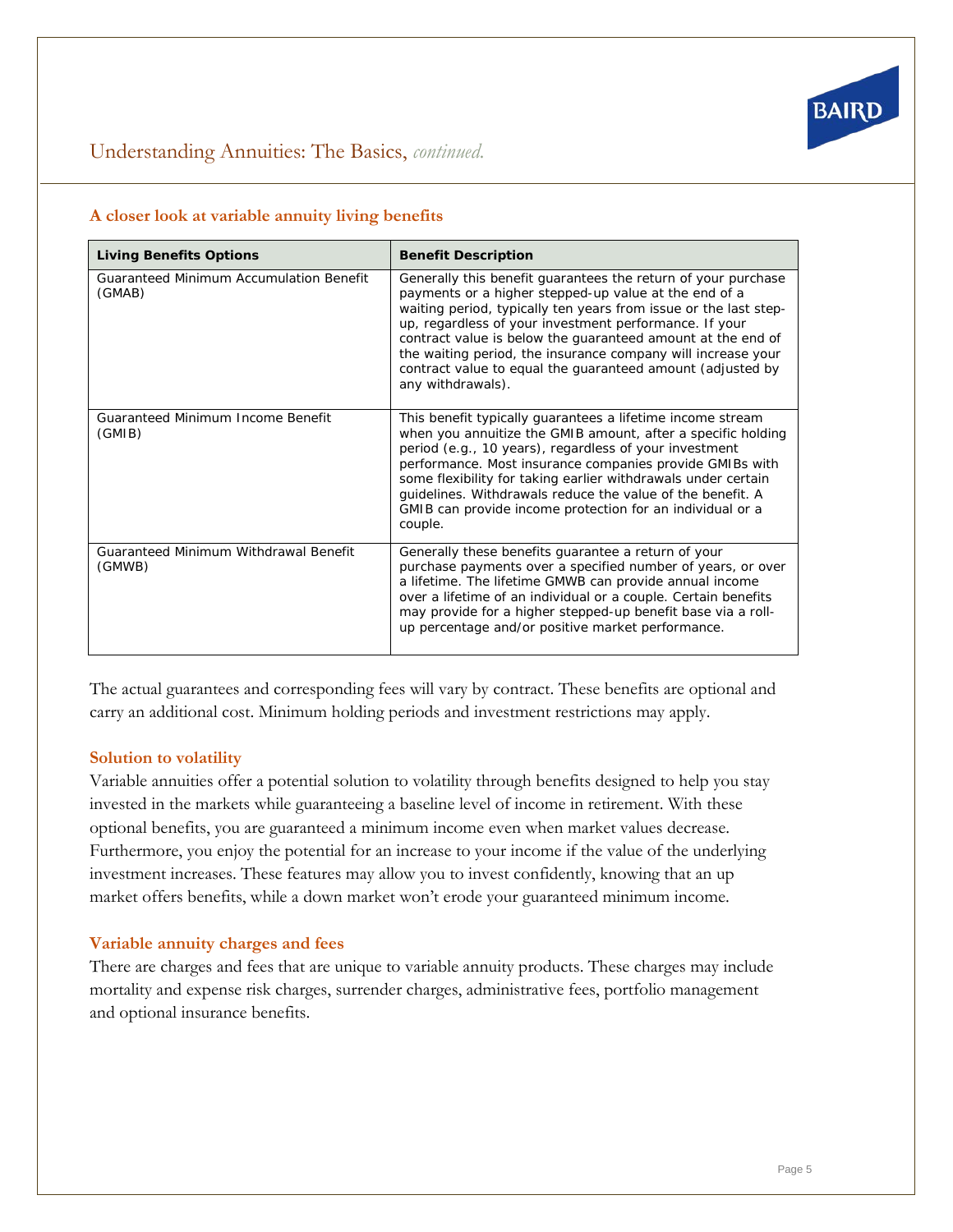## A closer look at variable annuity living benefits

| Living Benefits Options | Benefit Description |
| --- | --- |
| Guaranteed Minimum Accumulation Benefit (GMAB) | Generally this benefit guarantees the return of your purchase payments or a higher stepped-up value at the end of a waiting period, typically ten years from issue or the last step-up, regardless of your investment performance. If your contract value is below the guaranteed amount at the end of the waiting period, the insurance company will increase your contract value to equal the guaranteed amount (adjusted by any withdrawals). |
| Guaranteed Minimum Income Benefit (GMIB) | This benefit typically guarantees a lifetime income stream when you annuitize the GMIB amount, after a specific holding period (e.g., 10 years), regardless of your investment performance. Most insurance companies provide GMIBs with some flexibility for taking earlier withdrawals under certain guidelines. Withdrawals reduce the value of the benefit. A GMIB can provide income protection for an individual or a couple. |
| Guaranteed Minimum Withdrawal Benefit (GMWB) | Generally these benefits guarantee a return of your purchase payments over a specified number of years, or over a lifetime. The lifetime GMWB can provide annual income over a lifetime of an individual or a couple. Certain benefits may provide for a higher stepped-up benefit base via a roll-up percentage and/or positive market performance. |

The actual guarantees and corresponding fees will vary by contract. These benefits are optional and carry an additional cost. Minimum holding periods and investment restrictions may apply.

### Solution to volatility

Variable annuities offer a potential solution to volatility through benefits designed to help you stay invested in the markets while guaranteeing a baseline level of income in retirement. With these optional benefits, you are guaranteed a minimum income even when market values decrease. Furthermore, you enjoy the potential for an increase to your income if the value of the underlying investment increases. These features may allow you to invest confidently, knowing that an up market offers benefits, while a down market won't erode your guaranteed minimum income.

### Variable annuity charges and fees

There are charges and fees that are unique to variable annuity products. These charges may include mortality and expense risk charges, surrender charges, administrative fees, portfolio management and optional insurance benefits.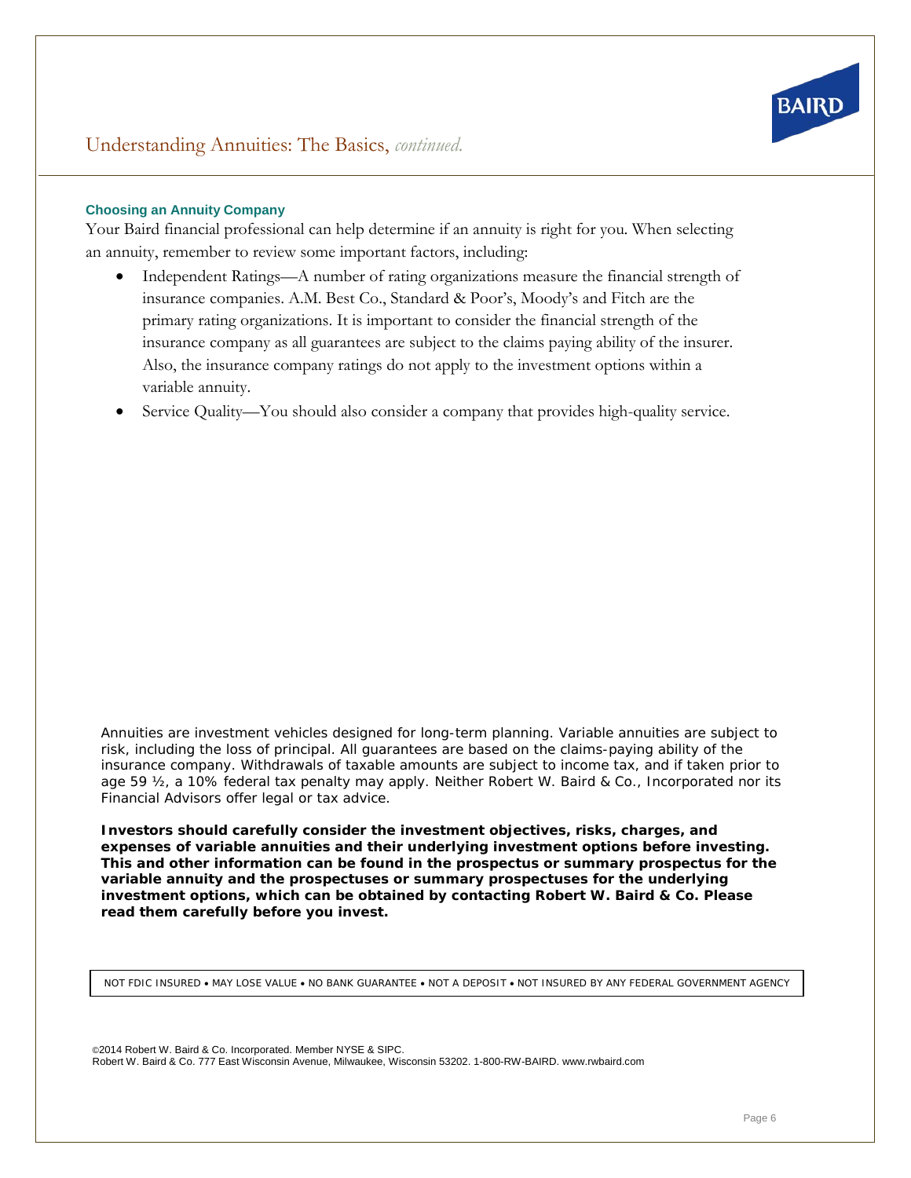### Choosing an Annuity Company

Your Baird financial professional can help determine if an annuity is right for you. When selecting an annuity, remember to review some important factors, including:

- Independent Ratings—A number of rating organizations measure the financial strength of insurance companies. A.M. Best Co., Standard & Poor's, Moody's and Fitch are the primary rating organizations. It is important to consider the financial strength of the insurance company as all guarantees are subject to the claims paying ability of the insurer. Also, the insurance company ratings do not apply to the investment options within a variable annuity.
- Service Quality—You should also consider a company that provides high-quality service.

Annuities are investment vehicles designed for long-term planning. Variable annuities are subject to risk, including the loss of principal. All guarantees are based on the claims-paying ability of the insurance company. Withdrawals of taxable amounts are subject to income tax, and if taken prior to age 59 ½, a 10% federal tax penalty may apply. Neither Robert W. Baird & Co., Incorporated nor its Financial Advisors offer legal or tax advice.

**Investors should carefully consider the investment objectives, risks, charges, and expenses of variable annuities and their underlying investment options before investing. This and other information can be found in the prospectus or summary prospectus for the variable annuity and the prospectuses or summary prospectuses for the underlying investment options, which can be obtained by contacting Robert W. Baird & Co. Please read them carefully before you invest.**

NOT FDIC INSURED • MAY LOSE VALUE • NO BANK GUARANTEE • NOT A DEPOSIT • NOT INSURED BY ANY FEDERAL GOVERNMENT AGENCY

©2014 Robert W. Baird & Co. Incorporated. Member NYSE & SIPC.
Robert W. Baird & Co. 777 East Wisconsin Avenue, Milwaukee, Wisconsin 53202. 1-800-RW-BAIRD. www.rwbaird.com